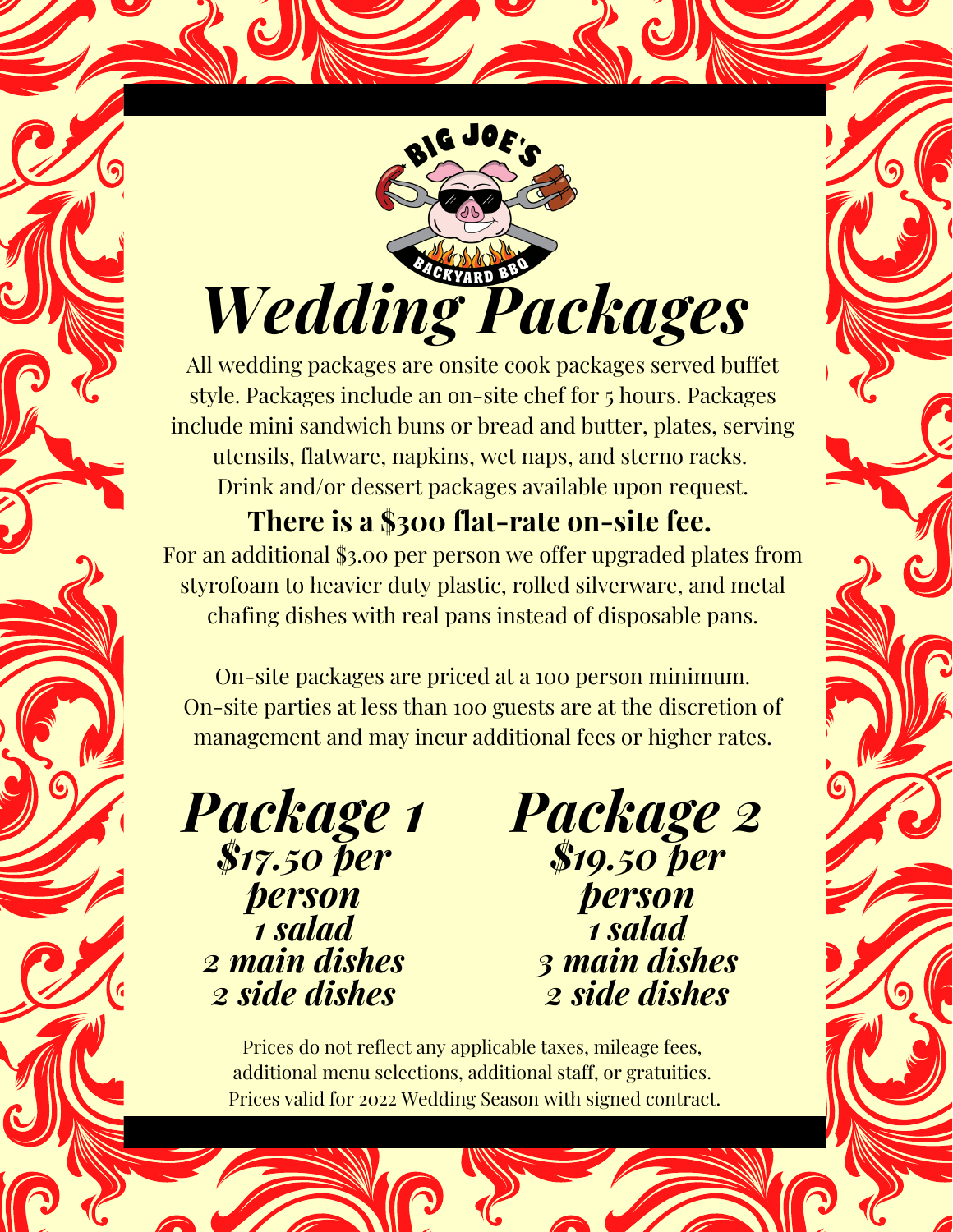BIG JOE'S BACKYARD BBQ

# Wedding Packages

All wedding packages are onsite cook packages served buffet style. Packages include an on-site chef for 5 hours. Packages include mini sandwich buns or bread and butter, plates, serving utensils, flatware, napkins, wet naps, and sterno racks. Drink and/or dessert packages available upon request.

**There is a $300 flat-rate on-site fee.**

For an additional $3.00 per person we offer upgraded plates from styrofoam to heavier duty plastic, rolled silverware, and metal chafing dishes with real pans instead of disposable pans.

On-site packages are priced at a 100 person minimum. On-site parties at less than 100 guests are at the discretion of management and may incur additional fees or higher rates.

## *Package 1*

***$17.50 per person***
***1 salad***
***2 main dishes***
***2 side dishes***

## *Package 2*

***$19.50 per person***
***1 salad***
***3 main dishes***
***2 side dishes***

Prices do not reflect any applicable taxes, mileage fees, additional menu selections, additional staff, or gratuities. Prices valid for 2022 Wedding Season with signed contract.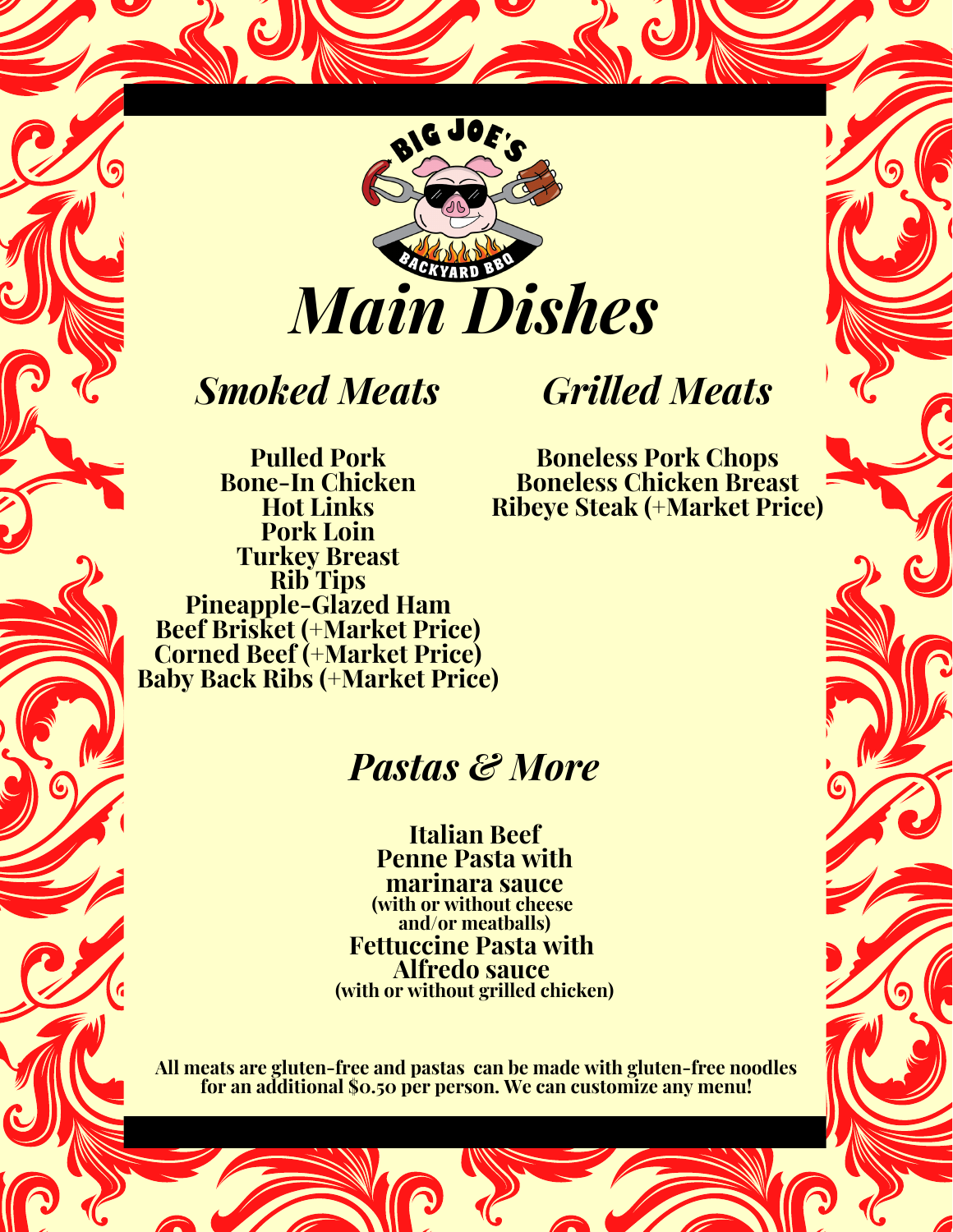BIG JOE'S BACKYARD BBQ

# *Main Dishes*

## *Smoked Meats*

**Pulled Pork**
**Bone-In Chicken**
**Hot Links**
**Pork Loin**
**Turkey Breast**
**Rib Tips**
**Pineapple-Glazed Ham**
**Beef Brisket (+Market Price)**
**Corned Beef (+Market Price)**
**Baby Back Ribs (+Market Price)**

## *Grilled Meats*

**Boneless Pork Chops**
**Boneless Chicken Breast**
**Ribeye Steak (+Market Price)**

## *Pastas & More*

**Italian Beef**
**Penne Pasta with marinara sauce**
**(with or without cheese and/or meatballs)**
**Fettuccine Pasta with Alfredo sauce**
**(with or without grilled chicken)**

**All meats are gluten-free and pastas can be made with gluten-free noodles for an additional $0.50 per person. We can customize any menu!**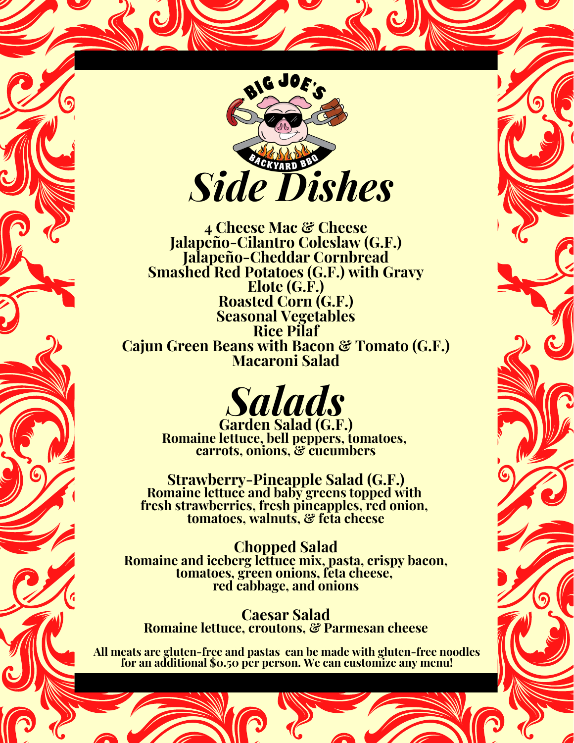BIG JOE'S BACKYARD BBQ

# *Side Dishes*

**4 Cheese Mac & Cheese**
**Jalapeño-Cilantro Coleslaw (G.F.)**
**Jalapeño-Cheddar Cornbread**
**Smashed Red Potatoes (G.F.) with Gravy**
**Elote (G.F.)**
**Roasted Corn (G.F.)**
**Seasonal Vegetables**
**Rice Pilaf**
**Cajun Green Beans with Bacon & Tomato (G.F.)**
**Macaroni Salad**

# *Salads*

**Garden Salad (G.F.)**
Romaine lettuce, bell peppers, tomatoes, carrots, onions, & cucumbers

**Strawberry-Pineapple Salad (G.F.)**
Romaine lettuce and baby greens topped with fresh strawberries, fresh pineapples, red onion, tomatoes, walnuts, & feta cheese

**Chopped Salad**
Romaine and iceberg lettuce mix, pasta, crispy bacon, tomatoes, green onions, feta cheese, red cabbage, and onions

**Caesar Salad**
Romaine lettuce, croutons, & Parmesan cheese

**All meats are gluten-free and pastas can be made with gluten-free noodles for an additional $0.50 per person. We can customize any menu!**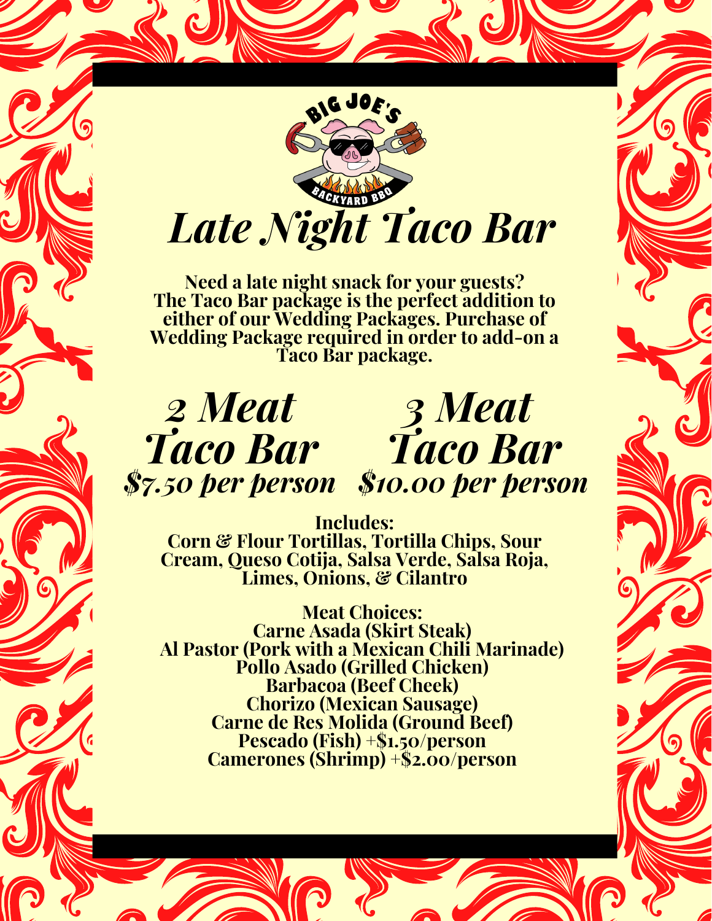BIG JOE'S BACKYARD BBQ

# Late Night Taco Bar

**Need a late night snack for your guests? The Taco Bar package is the perfect addition to either of our Wedding Packages. Purchase of Wedding Package required in order to add-on a Taco Bar package.**

## *2 Meat Taco Bar*

### *$7.50 per person*

## *3 Meat Taco Bar*

### *$10.00 per person*

**Includes:**
**Corn & Flour Tortillas, Tortilla Chips, Sour Cream, Queso Cotija, Salsa Verde, Salsa Roja, Limes, Onions, & Cilantro**

**Meat Choices:**
**Carne Asada (Skirt Steak)**
**Al Pastor (Pork with a Mexican Chili Marinade)**
**Pollo Asado (Grilled Chicken)**
**Barbacoa (Beef Cheek)**
**Chorizo (Mexican Sausage)**
**Carne de Res Molida (Ground Beef)**
**Pescado (Fish) +$1.50/person**
**Camerones (Shrimp) +$2.00/person**